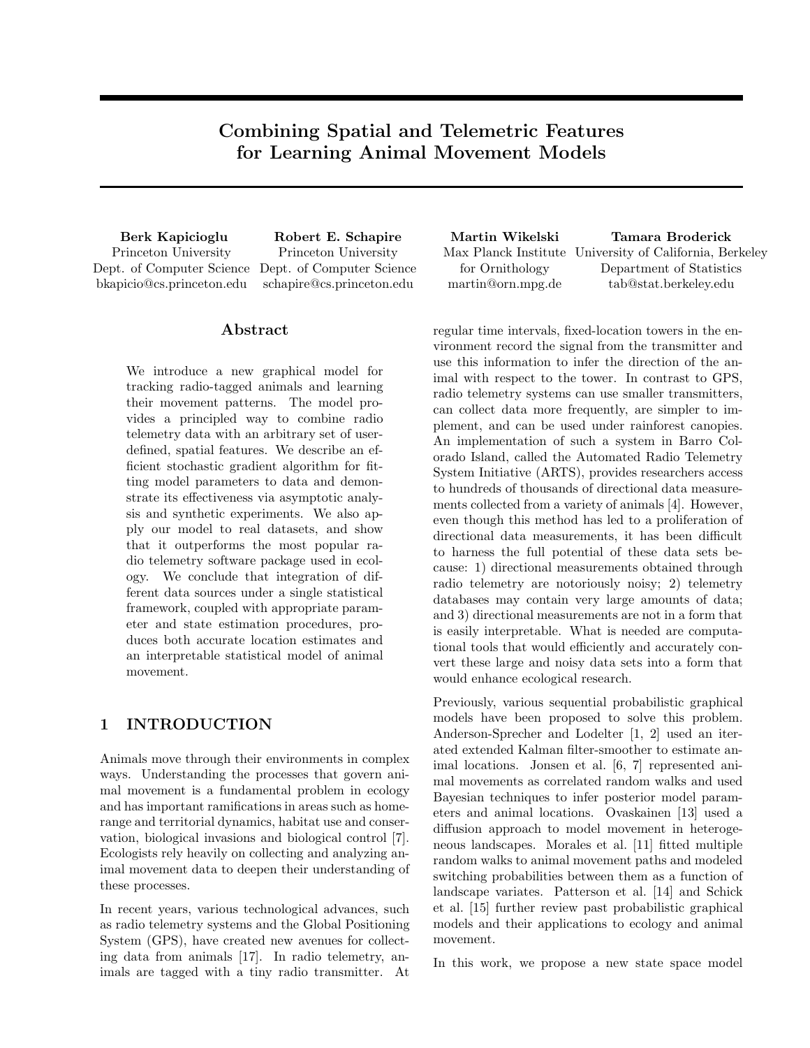# Combining Spatial and Telemetric Features for Learning Animal Movement Models

| Berk Kapicioglu | Robert E. Schapire | Martin Wikelski | Tamara Broderick |
|---|---|---|---|
| Princeton University | Princeton University | Max Planck Institute | University of California, Berkeley |
| Dept. of Computer Science | Dept. of Computer Science | for Ornithology | Department of Statistics |
| bkapicio@cs.princeton.edu | schapire@cs.princeton.edu | martin@orn.mpg.de | tab@stat.berkeley.edu |

## Abstract

We introduce a new graphical model for tracking radio-tagged animals and learning their movement patterns. The model provides a principled way to combine radio telemetry data with an arbitrary set of user-defined, spatial features. We describe an efficient stochastic gradient algorithm for fitting model parameters to data and demonstrate its effectiveness via asymptotic analysis and synthetic experiments. We also apply our model to real datasets, and show that it outperforms the most popular radio telemetry software package used in ecology. We conclude that integration of different data sources under a single statistical framework, coupled with appropriate parameter and state estimation procedures, produces both accurate location estimates and an interpretable statistical model of animal movement.

## 1 INTRODUCTION

Animals move through their environments in complex ways. Understanding the processes that govern animal movement is a fundamental problem in ecology and has important ramifications in areas such as home-range and territorial dynamics, habitat use and conservation, biological invasions and biological control [7]. Ecologists rely heavily on collecting and analyzing animal movement data to deepen their understanding of these processes.

In recent years, various technological advances, such as radio telemetry systems and the Global Positioning System (GPS), have created new avenues for collecting data from animals [17]. In radio telemetry, animals are tagged with a tiny radio transmitter. At regular time intervals, fixed-location towers in the environment record the signal from the transmitter and use this information to infer the direction of the animal with respect to the tower. In contrast to GPS, radio telemetry systems can use smaller transmitters, can collect data more frequently, are simpler to implement, and can be used under rainforest canopies. An implementation of such a system in Barro Colorado Island, called the Automated Radio Telemetry System Initiative (ARTS), provides researchers access to hundreds of thousands of directional data measurements collected from a variety of animals [4]. However, even though this method has led to a proliferation of directional data measurements, it has been difficult to harness the full potential of these data sets because: 1) directional measurements obtained through radio telemetry are notoriously noisy; 2) telemetry databases may contain very large amounts of data; and 3) directional measurements are not in a form that is easily interpretable. What is needed are computational tools that would efficiently and accurately convert these large and noisy data sets into a form that would enhance ecological research.

Previously, various sequential probabilistic graphical models have been proposed to solve this problem. Anderson-Sprecher and Lodelter [1, 2] used an iterated extended Kalman filter-smoother to estimate animal locations. Jonsen et al. [6, 7] represented animal movements as correlated random walks and used Bayesian techniques to infer posterior model parameters and animal locations. Ovaskainen [13] used a diffusion approach to model movement in heterogeneous landscapes. Morales et al. [11] fitted multiple random walks to animal movement paths and modeled switching probabilities between them as a function of landscape variates. Patterson et al. [14] and Schick et al. [15] further review past probabilistic graphical models and their applications to ecology and animal movement.

In this work, we propose a new state space model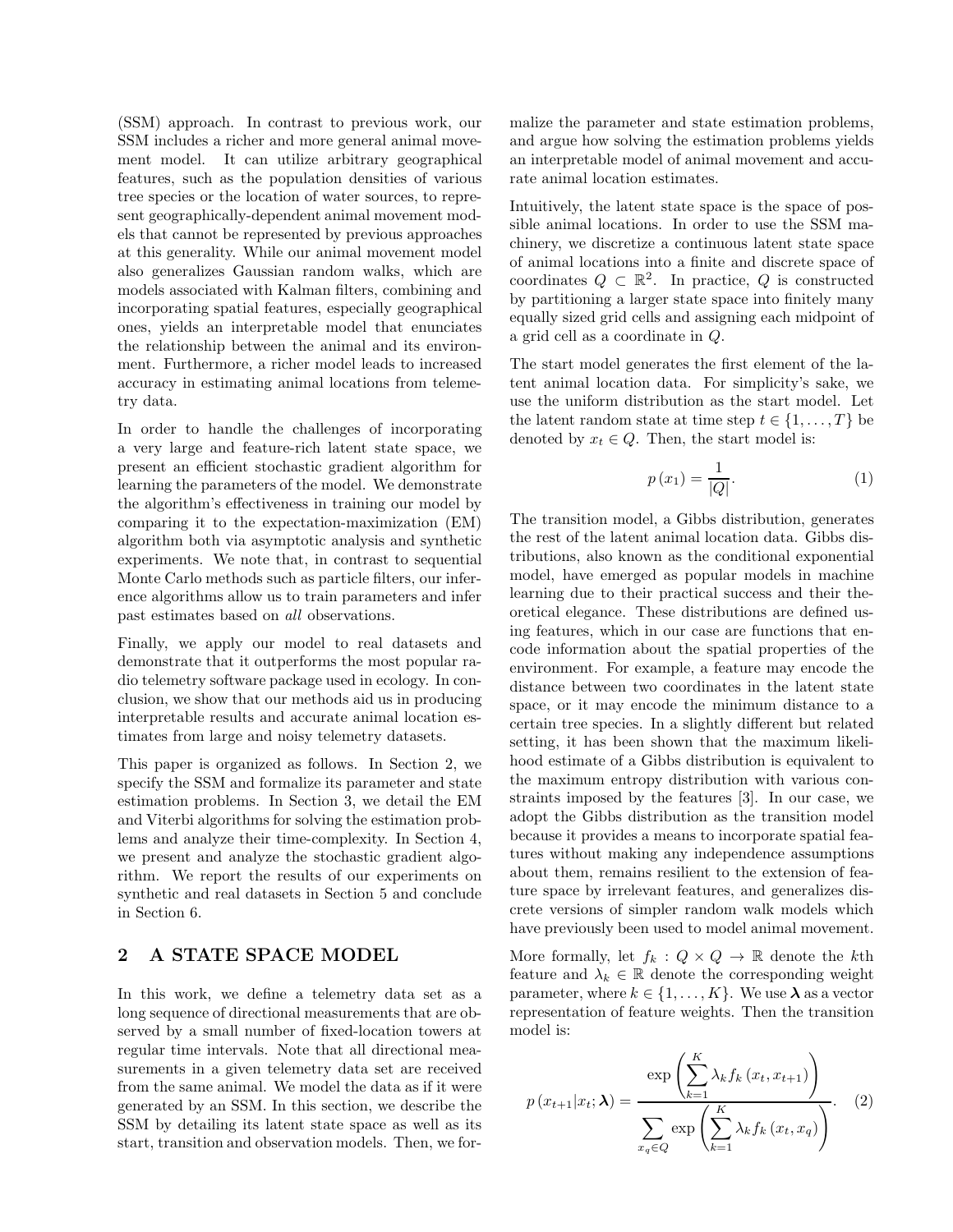(SSM) approach. In contrast to previous work, our SSM includes a richer and more general animal movement model. It can utilize arbitrary geographical features, such as the population densities of various tree species or the location of water sources, to represent geographically-dependent animal movement models that cannot be represented by previous approaches at this generality. While our animal movement model also generalizes Gaussian random walks, which are models associated with Kalman filters, combining and incorporating spatial features, especially geographical ones, yields an interpretable model that enunciates the relationship between the animal and its environment. Furthermore, a richer model leads to increased accuracy in estimating animal locations from telemetry data.

In order to handle the challenges of incorporating a very large and feature-rich latent state space, we present an efficient stochastic gradient algorithm for learning the parameters of the model. We demonstrate the algorithm's effectiveness in training our model by comparing it to the expectation-maximization (EM) algorithm both via asymptotic analysis and synthetic experiments. We note that, in contrast to sequential Monte Carlo methods such as particle filters, our inference algorithms allow us to train parameters and infer past estimates based on *all* observations.

Finally, we apply our model to real datasets and demonstrate that it outperforms the most popular radio telemetry software package used in ecology. In conclusion, we show that our methods aid us in producing interpretable results and accurate animal location estimates from large and noisy telemetry datasets.

This paper is organized as follows. In Section 2, we specify the SSM and formalize its parameter and state estimation problems. In Section 3, we detail the EM and Viterbi algorithms for solving the estimation problems and analyze their time-complexity. In Section 4, we present and analyze the stochastic gradient algorithm. We report the results of our experiments on synthetic and real datasets in Section 5 and conclude in Section 6.

## 2 A STATE SPACE MODEL

In this work, we define a telemetry data set as a long sequence of directional measurements that are observed by a small number of fixed-location towers at regular time intervals. Note that all directional measurements in a given telemetry data set are received from the same animal. We model the data as if it were generated by an SSM. In this section, we describe the SSM by detailing its latent state space as well as its start, transition and observation models. Then, we formalize the parameter and state estimation problems, and argue how solving the estimation problems yields an interpretable model of animal movement and accurate animal location estimates.

Intuitively, the latent state space is the space of possible animal locations. In order to use the SSM machinery, we discretize a continuous latent state space of animal locations into a finite and discrete space of coordinates $Q \subset \mathbb{R}^2$. In practice, $Q$ is constructed by partitioning a larger state space into finitely many equally sized grid cells and assigning each midpoint of a grid cell as a coordinate in $Q$.

The start model generates the first element of the latent animal location data. For simplicity's sake, we use the uniform distribution as the start model. Let the latent random state at time step $t \in \{1, \ldots, T\}$ be denoted by $x_t \in Q$. Then, the start model is:

$$p(x_1) = \frac{1}{|Q|}. \tag{1}$$

The transition model, a Gibbs distribution, generates the rest of the latent animal location data. Gibbs distributions, also known as the conditional exponential model, have emerged as popular models in machine learning due to their practical success and their theoretical elegance. These distributions are defined using features, which in our case are functions that encode information about the spatial properties of the environment. For example, a feature may encode the distance between two coordinates in the latent state space, or it may encode the minimum distance to a certain tree species. In a slightly different but related setting, it has been shown that the maximum likelihood estimate of a Gibbs distribution is equivalent to the maximum entropy distribution with various constraints imposed by the features [3]. In our case, we adopt the Gibbs distribution as the transition model because it provides a means to incorporate spatial features without making any independence assumptions about them, remains resilient to the extension of feature space by irrelevant features, and generalizes discrete versions of simpler random walk models which have previously been used to model animal movement.

More formally, let $f_k : Q \times Q \to \mathbb{R}$ denote the $k$th feature and $\lambda_k \in \mathbb{R}$ denote the corresponding weight parameter, where $k \in \{1, \ldots, K\}$. We use $\boldsymbol{\lambda}$ as a vector representation of feature weights. Then the transition model is:

$$p(x_{t+1} | x_t; \boldsymbol{\lambda}) = \frac{\exp\left(\sum_{k=1}^{K} \lambda_k f_k(x_t, x_{t+1})\right)}{\sum_{x_q \in Q} \exp\left(\sum_{k=1}^{K} \lambda_k f_k(x_t, x_q)\right)}. \tag{2}$$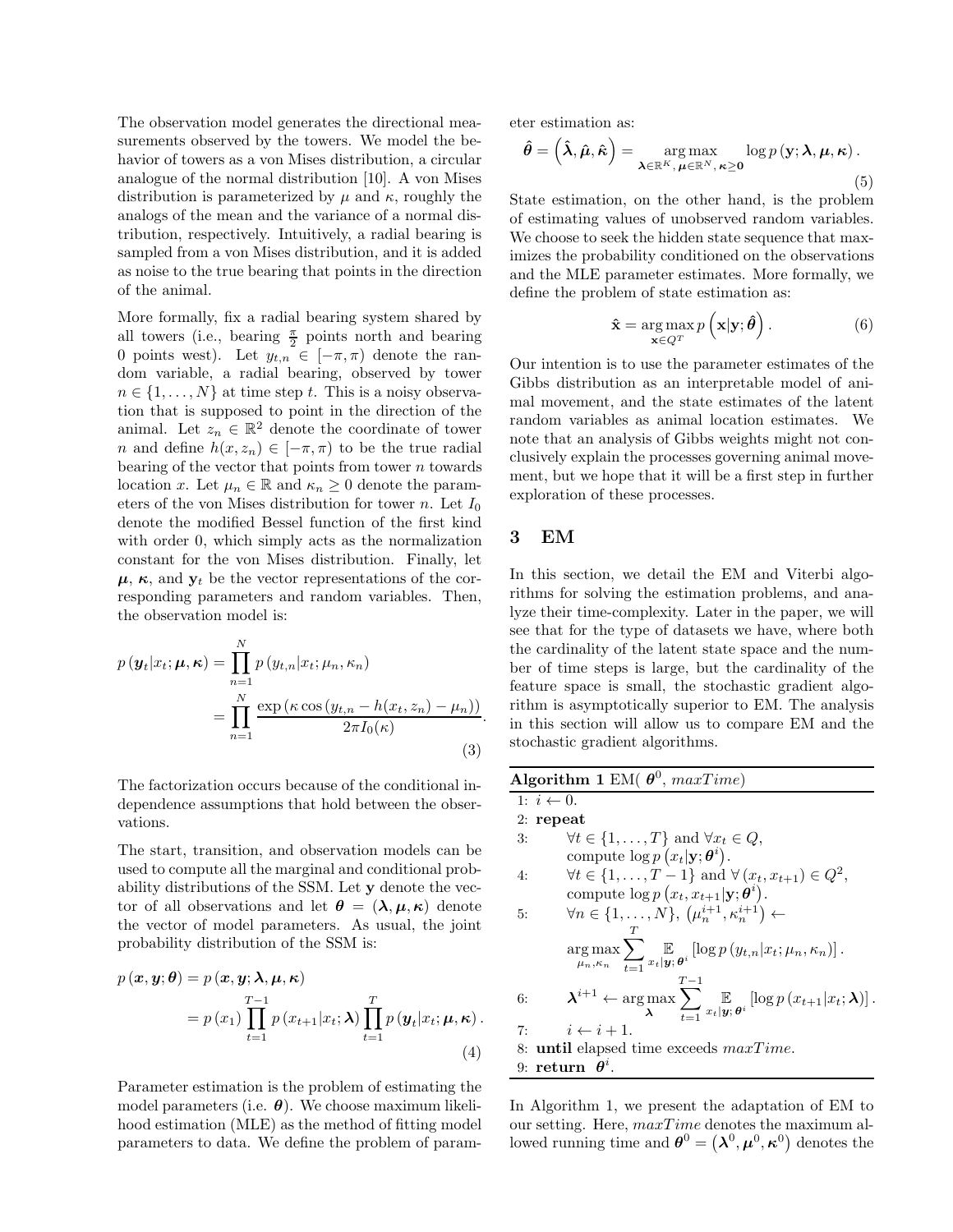The observation model generates the directional measurements observed by the towers. We model the behavior of towers as a von Mises distribution, a circular analogue of the normal distribution [10]. A von Mises distribution is parameterized by $\mu$ and $\kappa$, roughly the analogs of the mean and the variance of a normal distribution, respectively. Intuitively, a radial bearing is sampled from a von Mises distribution, and it is added as noise to the true bearing that points in the direction of the animal.

More formally, fix a radial bearing system shared by all towers (i.e., bearing $\frac{\pi}{2}$ points north and bearing 0 points west). Let $y_{t,n} \in [-\pi, \pi)$ denote the random variable, a radial bearing, observed by tower $n \in \{1, \ldots, N\}$ at time step $t$. This is a noisy observation that is supposed to point in the direction of the animal. Let $z_n \in \mathbb{R}^2$ denote the coordinate of tower $n$ and define $h(x, z_n) \in [-\pi, \pi)$ to be the true radial bearing of the vector that points from tower $n$ towards location $x$. Let $\mu_n \in \mathbb{R}$ and $\kappa_n \geq 0$ denote the parameters of the von Mises distribution for tower $n$. Let $I_0$ denote the modified Bessel function of the first kind with order 0, which simply acts as the normalization constant for the von Mises distribution. Finally, let $\boldsymbol{\mu}$, $\boldsymbol{\kappa}$, and $\mathbf{y}_t$ be the vector representations of the corresponding parameters and random variables. Then, the observation model is:

$$
\begin{aligned}
p\left(\boldsymbol{y}_t | x_t; \boldsymbol{\mu}, \boldsymbol{\kappa}\right) &= \prod_{n=1}^{N} p\left(y_{t,n} | x_t; \mu_n, \kappa_n\right) \\
&= \prod_{n=1}^{N} \frac{\exp\left(\kappa \cos\left(y_{t,n} - h(x_t, z_n) - \mu_n\right)\right)}{2\pi I_0(\kappa)}.
\end{aligned} \tag{3}
$$

The factorization occurs because of the conditional independence assumptions that hold between the observations.

The start, transition, and observation models can be used to compute all the marginal and conditional probability distributions of the SSM. Let $\mathbf{y}$ denote the vector of all observations and let $\boldsymbol{\theta} = (\boldsymbol{\lambda}, \boldsymbol{\mu}, \boldsymbol{\kappa})$ denote the vector of model parameters. As usual, the joint probability distribution of the SSM is:

$$
\begin{aligned}
p\left(\boldsymbol{x}, \boldsymbol{y}; \boldsymbol{\theta}\right) &= p\left(\boldsymbol{x}, \boldsymbol{y}; \boldsymbol{\lambda}, \boldsymbol{\mu}, \boldsymbol{\kappa}\right) \\
&= p\left(x_1\right) \prod_{t=1}^{T-1} p\left(x_{t+1} | x_t; \boldsymbol{\lambda}\right) \prod_{t=1}^{T} p\left(\boldsymbol{y}_t | x_t; \boldsymbol{\mu}, \boldsymbol{\kappa}\right).
\end{aligned} \tag{4}
$$

Parameter estimation is the problem of estimating the model parameters (i.e. $\boldsymbol{\theta}$). We choose maximum likelihood estimation (MLE) as the method of fitting model parameters to data. We define the problem of parameter estimation as:

$$
\hat{\boldsymbol{\theta}} = \left(\hat{\boldsymbol{\lambda}}, \hat{\boldsymbol{\mu}}, \hat{\boldsymbol{\kappa}}\right) = \underset{\boldsymbol{\lambda} \in \mathbb{R}^K,\, \boldsymbol{\mu} \in \mathbb{R}^N,\, \boldsymbol{\kappa} \geq \mathbf{0}}{\arg\max} \log p\left(\mathbf{y}; \boldsymbol{\lambda}, \boldsymbol{\mu}, \boldsymbol{\kappa}\right). \tag{5}
$$

State estimation, on the other hand, is the problem of estimating values of unobserved random variables. We choose to seek the hidden state sequence that maximizes the probability conditioned on the observations and the MLE parameter estimates. More formally, we define the problem of state estimation as:

$$
\hat{\mathbf{x}} = \underset{\mathbf{x} \in Q^T}{\arg\max}\, p\left(\mathbf{x} | \mathbf{y}; \hat{\boldsymbol{\theta}}\right). \tag{6}
$$

Our intention is to use the parameter estimates of the Gibbs distribution as an interpretable model of animal movement, and the state estimates of the latent random variables as animal location estimates. We note that an analysis of Gibbs weights might not conclusively explain the processes governing animal movement, but we hope that it will be a first step in further exploration of these processes.

## 3 EM

In this section, we detail the EM and Viterbi algorithms for solving the estimation problems, and analyze their time-complexity. Later in the paper, we will see that for the type of datasets we have, where both the cardinality of the latent state space and the number of time steps is large, but the cardinality of the feature space is small, the stochastic gradient algorithm is asymptotically superior to EM. The analysis in this section will allow us to compare EM and the stochastic gradient algorithms.

**Algorithm 1** EM( $\boldsymbol{\theta}^0$, *maxTime*)

1: $i \leftarrow 0$.
2: **repeat**
3: $\quad$ $\forall t \in \{1, \ldots, T\}$ and $\forall x_t \in Q$, compute $\log p\left(x_t | \mathbf{y}; \boldsymbol{\theta}^i\right)$.
4: $\quad$ $\forall t \in \{1, \ldots, T-1\}$ and $\forall \left(x_t, x_{t+1}\right) \in Q^2$, compute $\log p\left(x_t, x_{t+1} | \mathbf{y}; \boldsymbol{\theta}^i\right)$.
5: $\quad$ $\forall n \in \{1, \ldots, N\}$, $\left(\mu_n^{i+1}, \kappa_n^{i+1}\right) \leftarrow$
$$\underset{\mu_n, \kappa_n}{\arg\max} \sum_{t=1}^{T} \underset{x_t | \boldsymbol{y}; \boldsymbol{\theta}^i}{\mathbb{E}} \left[\log p\left(y_{t,n} | x_t; \mu_n, \kappa_n\right)\right].$$
6: $\quad$ $\boldsymbol{\lambda}^{i+1} \leftarrow \underset{\boldsymbol{\lambda}}{\arg\max} \sum_{t=1}^{T-1} \underset{x_t | \boldsymbol{y}; \boldsymbol{\theta}^i}{\mathbb{E}} \left[\log p\left(x_{t+1} | x_t; \boldsymbol{\lambda}\right)\right]$.
7: $\quad$ $i \leftarrow i + 1$.
8: **until** elapsed time exceeds *maxTime*.
9: **return** $\boldsymbol{\theta}^i$.

In Algorithm 1, we present the adaptation of EM to our setting. Here, *maxTime* denotes the maximum allowed running time and $\boldsymbol{\theta}^0 = \left(\boldsymbol{\lambda}^0, \boldsymbol{\mu}^0, \boldsymbol{\kappa}^0\right)$ denotes the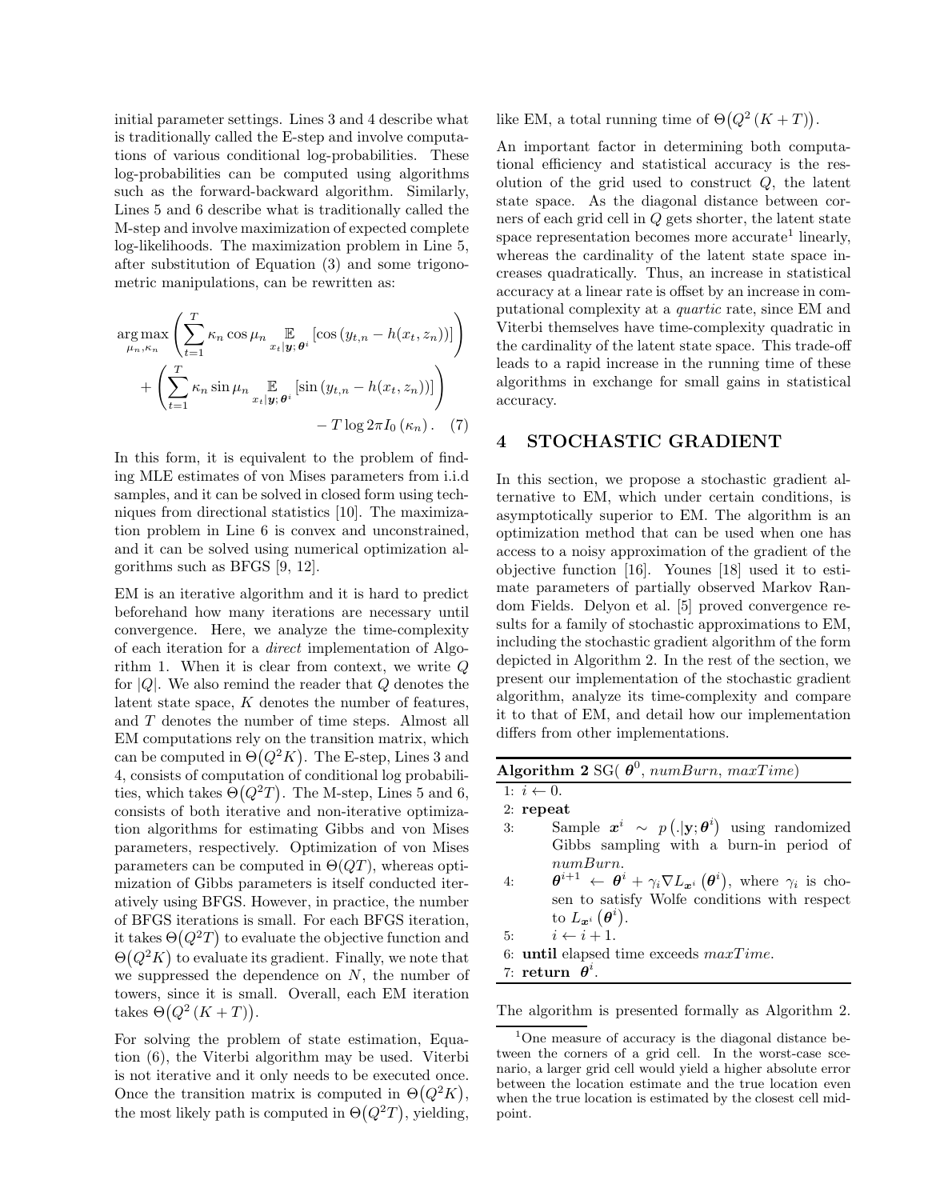initial parameter settings. Lines 3 and 4 describe what is traditionally called the E-step and involve computations of various conditional log-probabilities. These log-probabilities can be computed using algorithms such as the forward-backward algorithm. Similarly, Lines 5 and 6 describe what is traditionally called the M-step and involve maximization of expected complete log-likelihoods. The maximization problem in Line 5, after substitution of Equation (3) and some trigonometric manipulations, can be rewritten as:

$$\underset{\mu_n,\kappa_n}{\arg\max}\left(\sum_{t=1}^{T}\kappa_n\cos\mu_n \mathop{\mathbb{E}}_{x_t|\boldsymbol{y};\boldsymbol{\theta}^i}\left[\cos\left(y_{t,n}-h(x_t,z_n)\right)\right]\right) + \left(\sum_{t=1}^{T}\kappa_n\sin\mu_n \mathop{\mathbb{E}}_{x_t|\boldsymbol{y};\boldsymbol{\theta}^i}\left[\sin\left(y_{t,n}-h(x_t,z_n)\right)\right]\right) - T\log 2\pi I_0\left(\kappa_n\right). \quad (7)$$

In this form, it is equivalent to the problem of finding MLE estimates of von Mises parameters from i.i.d samples, and it can be solved in closed form using techniques from directional statistics [10]. The maximization problem in Line 6 is convex and unconstrained, and it can be solved using numerical optimization algorithms such as BFGS [9, 12].

EM is an iterative algorithm and it is hard to predict beforehand how many iterations are necessary until convergence. Here, we analyze the time-complexity of each iteration for a *direct* implementation of Algorithm 1. When it is clear from context, we write $Q$ for $|Q|$. We also remind the reader that $Q$ denotes the latent state space, $K$ denotes the number of features, and $T$ denotes the number of time steps. Almost all EM computations rely on the transition matrix, which can be computed in $\Theta(Q^2K)$. The E-step, Lines 3 and 4, consists of computation of conditional log probabilities, which takes $\Theta(Q^2T)$. The M-step, Lines 5 and 6, consists of both iterative and non-iterative optimization algorithms for estimating Gibbs and von Mises parameters, respectively. Optimization of von Mises parameters can be computed in $\Theta(QT)$, whereas optimization of Gibbs parameters is itself conducted iteratively using BFGS. However, in practice, the number of BFGS iterations is small. For each BFGS iteration, it takes $\Theta(Q^2T)$ to evaluate the objective function and $\Theta(Q^2K)$ to evaluate its gradient. Finally, we note that we suppressed the dependence on $N$, the number of towers, since it is small. Overall, each EM iteration takes $\Theta(Q^2(K+T))$.

For solving the problem of state estimation, Equation (6), the Viterbi algorithm may be used. Viterbi is not iterative and it only needs to be executed once. Once the transition matrix is computed in $\Theta(Q^2K)$, the most likely path is computed in $\Theta(Q^2T)$, yielding, like EM, a total running time of $\Theta(Q^2(K+T))$.

An important factor in determining both computational efficiency and statistical accuracy is the resolution of the grid used to construct $Q$, the latent state space. As the diagonal distance between corners of each grid cell in $Q$ gets shorter, the latent state space representation becomes more accurate[1] linearly, whereas the cardinality of the latent state space increases quadratically. Thus, an increase in statistical accuracy at a linear rate is offset by an increase in computational complexity at a *quartic* rate, since EM and Viterbi themselves have time-complexity quadratic in the cardinality of the latent state space. This trade-off leads to a rapid increase in the running time of these algorithms in exchange for small gains in statistical accuracy.

## 4 STOCHASTIC GRADIENT

In this section, we propose a stochastic gradient alternative to EM, which under certain conditions, is asymptotically superior to EM. The algorithm is an optimization method that can be used when one has access to a noisy approximation of the gradient of the objective function [16]. Younes [18] used it to estimate parameters of partially observed Markov Random Fields. Delyon et al. [5] proved convergence results for a family of stochastic approximations to EM, including the stochastic gradient algorithm of the form depicted in Algorithm 2. In the rest of the section, we present our implementation of the stochastic gradient algorithm, analyze its time-complexity and compare it to that of EM, and detail how our implementation differs from other implementations.

**Algorithm 2** SG( $\boldsymbol{\theta}^0$, *numBurn*, *maxTime*)

1: $i \leftarrow 0$.
2: **repeat**
3: Sample $\boldsymbol{x}^i \sim p\left(.|\mathbf{y};\boldsymbol{\theta}^i\right)$ using randomized Gibbs sampling with a burn-in period of *numBurn*.
4: $\boldsymbol{\theta}^{i+1} \leftarrow \boldsymbol{\theta}^i + \gamma_i \nabla L_{\boldsymbol{x}^i}\left(\boldsymbol{\theta}^i\right)$, where $\gamma_i$ is chosen to satisfy Wolfe conditions with respect to $L_{\boldsymbol{x}^i}\left(\boldsymbol{\theta}^i\right)$.
5: $i \leftarrow i+1$.
6: **until** elapsed time exceeds *maxTime*.
7: **return** $\boldsymbol{\theta}^i$.

The algorithm is presented formally as Algorithm 2.

[1]One measure of accuracy is the diagonal distance between the corners of a grid cell. In the worst-case scenario, a larger grid cell would yield a higher absolute error between the location estimate and the true location even when the true location is estimated by the closest cell midpoint.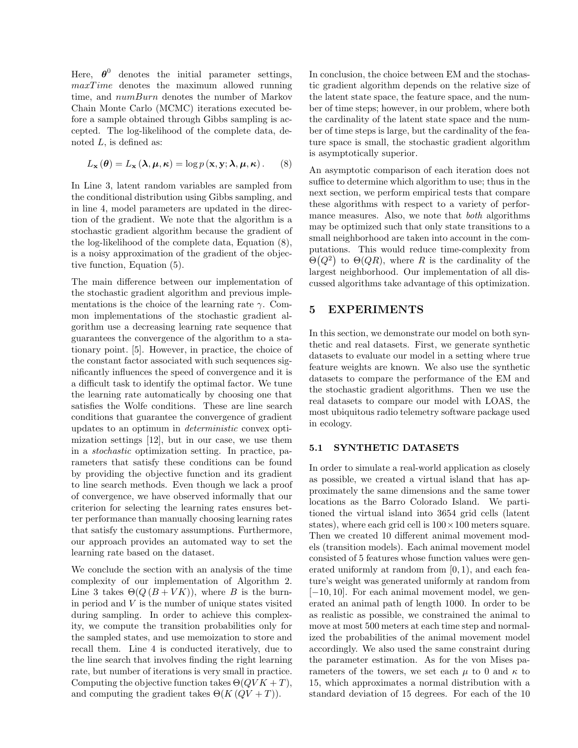Here, $\boldsymbol{\theta}^0$ denotes the initial parameter settings, $maxTime$ denotes the maximum allowed running time, and $numBurn$ denotes the number of Markov Chain Monte Carlo (MCMC) iterations executed before a sample obtained through Gibbs sampling is accepted. The log-likelihood of the complete data, denoted $L$, is defined as:

$$L_{\mathbf{x}}(\boldsymbol{\theta}) = L_{\mathbf{x}}(\boldsymbol{\lambda}, \boldsymbol{\mu}, \boldsymbol{\kappa}) = \log p(\mathbf{x}, \mathbf{y}; \boldsymbol{\lambda}, \boldsymbol{\mu}, \boldsymbol{\kappa}). \quad (8)$$

In Line 3, latent random variables are sampled from the conditional distribution using Gibbs sampling, and in line 4, model parameters are updated in the direction of the gradient. We note that the algorithm is a stochastic gradient algorithm because the gradient of the log-likelihood of the complete data, Equation (8), is a noisy approximation of the gradient of the objective function, Equation (5).

The main difference between our implementation of the stochastic gradient algorithm and previous implementations is the choice of the learning rate $\gamma$. Common implementations of the stochastic gradient algorithm use a decreasing learning rate sequence that guarantees the convergence of the algorithm to a stationary point. [5]. However, in practice, the choice of the constant factor associated with such sequences significantly influences the speed of convergence and it is a difficult task to identify the optimal factor. We tune the learning rate automatically by choosing one that satisfies the Wolfe conditions. These are line search conditions that guarantee the convergence of gradient updates to an optimum in *deterministic* convex optimization settings [12], but in our case, we use them in a *stochastic* optimization setting. In practice, parameters that satisfy these conditions can be found by providing the objective function and its gradient to line search methods. Even though we lack a proof of convergence, we have observed informally that our criterion for selecting the learning rates ensures better performance than manually choosing learning rates that satisfy the customary assumptions. Furthermore, our approach provides an automated way to set the learning rate based on the dataset.

We conclude the section with an analysis of the time complexity of our implementation of Algorithm 2. Line 3 takes $\Theta(Q(B + VK))$, where $B$ is the burn-in period and $V$ is the number of unique states visited during sampling. In order to achieve this complexity, we compute the transition probabilities only for the sampled states, and use memoization to store and recall them. Line 4 is conducted iteratively, due to the line search that involves finding the right learning rate, but number of iterations is very small in practice. Computing the objective function takes $\Theta(QVK + T)$, and computing the gradient takes $\Theta(K(QV + T))$.

In conclusion, the choice between EM and the stochastic gradient algorithm depends on the relative size of the latent state space, the feature space, and the number of time steps; however, in our problem, where both the cardinality of the latent state space and the number of time steps is large, but the cardinality of the feature space is small, the stochastic gradient algorithm is asymptotically superior.

An asymptotic comparison of each iteration does not suffice to determine which algorithm to use; thus in the next section, we perform empirical tests that compare these algorithms with respect to a variety of performance measures. Also, we note that *both* algorithms may be optimized such that only state transitions to a small neighborhood are taken into account in the computations. This would reduce time-complexity from $\Theta(Q^2)$ to $\Theta(QR)$, where $R$ is the cardinality of the largest neighborhood. Our implementation of all discussed algorithms take advantage of this optimization.

## 5 EXPERIMENTS

In this section, we demonstrate our model on both synthetic and real datasets. First, we generate synthetic datasets to evaluate our model in a setting where true feature weights are known. We also use the synthetic datasets to compare the performance of the EM and the stochastic gradient algorithms. Then we use the real datasets to compare our model with LOAS, the most ubiquitous radio telemetry software package used in ecology.

### 5.1 SYNTHETIC DATASETS

In order to simulate a real-world application as closely as possible, we created a virtual island that has approximately the same dimensions and the same tower locations as the Barro Colorado Island. We partitioned the virtual island into 3654 grid cells (latent states), where each grid cell is $100 \times 100$ meters square. Then we created 10 different animal movement models (transition models). Each animal movement model consisted of 5 features whose function values were generated uniformly at random from $[0, 1)$, and each feature's weight was generated uniformly at random from $[-10, 10]$. For each animal movement model, we generated an animal path of length 1000. In order to be as realistic as possible, we constrained the animal to move at most 500 meters at each time step and normalized the probabilities of the animal movement model accordingly. We also used the same constraint during the parameter estimation. As for the von Mises parameters of the towers, we set each $\mu$ to 0 and $\kappa$ to 15, which approximates a normal distribution with a standard deviation of 15 degrees. For each of the 10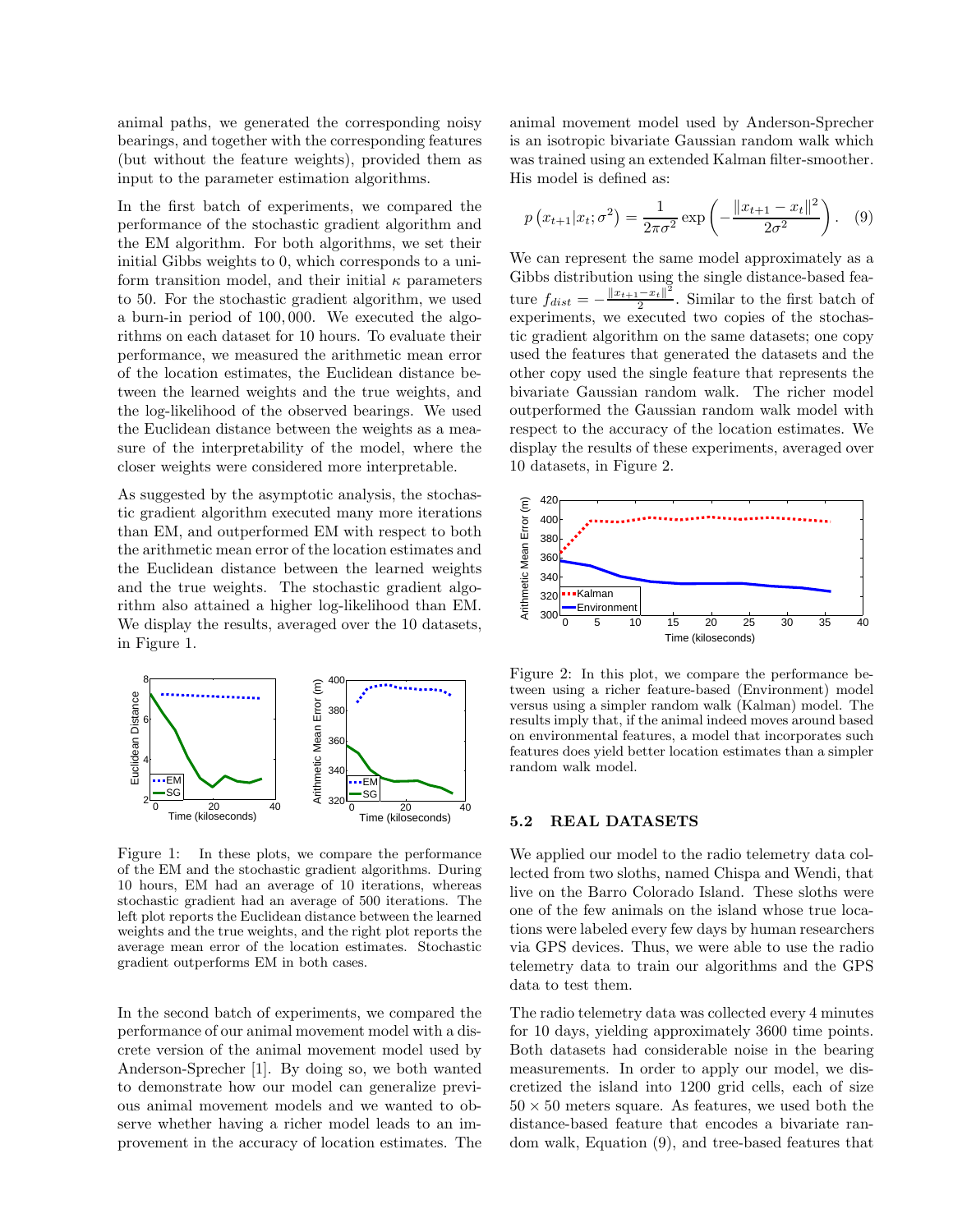animal paths, we generated the corresponding noisy bearings, and together with the corresponding features (but without the feature weights), provided them as input to the parameter estimation algorithms.

In the first batch of experiments, we compared the performance of the stochastic gradient algorithm and the EM algorithm. For both algorithms, we set their initial Gibbs weights to 0, which corresponds to a uniform transition model, and their initial $\kappa$ parameters to 50. For the stochastic gradient algorithm, we used a burn-in period of 100,000. We executed the algorithms on each dataset for 10 hours. To evaluate their performance, we measured the arithmetic mean error of the location estimates, the Euclidean distance between the learned weights and the true weights, and the log-likelihood of the observed bearings. We used the Euclidean distance between the weights as a measure of the interpretability of the model, where the closer weights were considered more interpretable.

As suggested by the asymptotic analysis, the stochastic gradient algorithm executed many more iterations than EM, and outperformed EM with respect to both the arithmetic mean error of the location estimates and the Euclidean distance between the learned weights and the true weights. The stochastic gradient algorithm also attained a higher log-likelihood than EM. We display the results, averaged over the 10 datasets, in Figure 1.

Euclidean Distance
8
6
4
2
0
20
40
Time (kiloseconds)
EM
SG

Arithmetic Mean Error (m)
400
380
360
340
320
0
20
40
Time (kiloseconds)
EM
SG

Figure 1: In these plots, we compare the performance of the EM and the stochastic gradient algorithms. During 10 hours, EM had an average of 10 iterations, whereas stochastic gradient had an average of 500 iterations. The left plot reports the Euclidean distance between the learned weights and the true weights, and the right plot reports the average mean error of the location estimates. Stochastic gradient outperforms EM in both cases.

In the second batch of experiments, we compared the performance of our animal movement model with a discrete version of the animal movement model used by Anderson-Sprecher [1]. By doing so, we both wanted to demonstrate how our model can generalize previous animal movement models and we wanted to observe whether having a richer model leads to an improvement in the accuracy of location estimates. The animal movement model used by Anderson-Sprecher is an isotropic bivariate Gaussian random walk which was trained using an extended Kalman filter-smoother. His model is defined as:

$$p\left(x_{t+1}|x_t;\sigma^2\right) = \frac{1}{2\pi\sigma^2}\exp\left(-\frac{\|x_{t+1}-x_t\|^2}{2\sigma^2}\right). \quad (9)$$

We can represent the same model approximately as a Gibbs distribution using the single distance-based feature $f_{dist} = -\frac{\|x_{t+1}-x_t\|^2}{2}$. Similar to the first batch of experiments, we executed two copies of the stochastic gradient algorithm on the same datasets; one copy used the features that generated the datasets and the other copy used the single feature that represents the bivariate Gaussian random walk. The richer model outperformed the Gaussian random walk model with respect to the accuracy of the location estimates. We display the results of these experiments, averaged over 10 datasets, in Figure 2.

Arithmetic Mean Error (m)
420
400
380
360
340
320
300
0
5
10
15
20
25
30
35
40
Time (kiloseconds)
Kalman
Environment

Figure 2: In this plot, we compare the performance between using a richer feature-based (Environment) model versus using a simpler random walk (Kalman) model. The results imply that, if the animal indeed moves around based on environmental features, a model that incorporates such features does yield better location estimates than a simpler random walk model.

### 5.2 REAL DATASETS

We applied our model to the radio telemetry data collected from two sloths, named Chispa and Wendi, that live on the Barro Colorado Island. These sloths were one of the few animals on the island whose true locations were labeled every few days by human researchers via GPS devices. Thus, we were able to use the radio telemetry data to train our algorithms and the GPS data to test them.

The radio telemetry data was collected every 4 minutes for 10 days, yielding approximately 3600 time points. Both datasets had considerable noise in the bearing measurements. In order to apply our model, we discretized the island into 1200 grid cells, each of size $50 \times 50$ meters square. As features, we used both the distance-based feature that encodes a bivariate random walk, Equation (9), and tree-based features that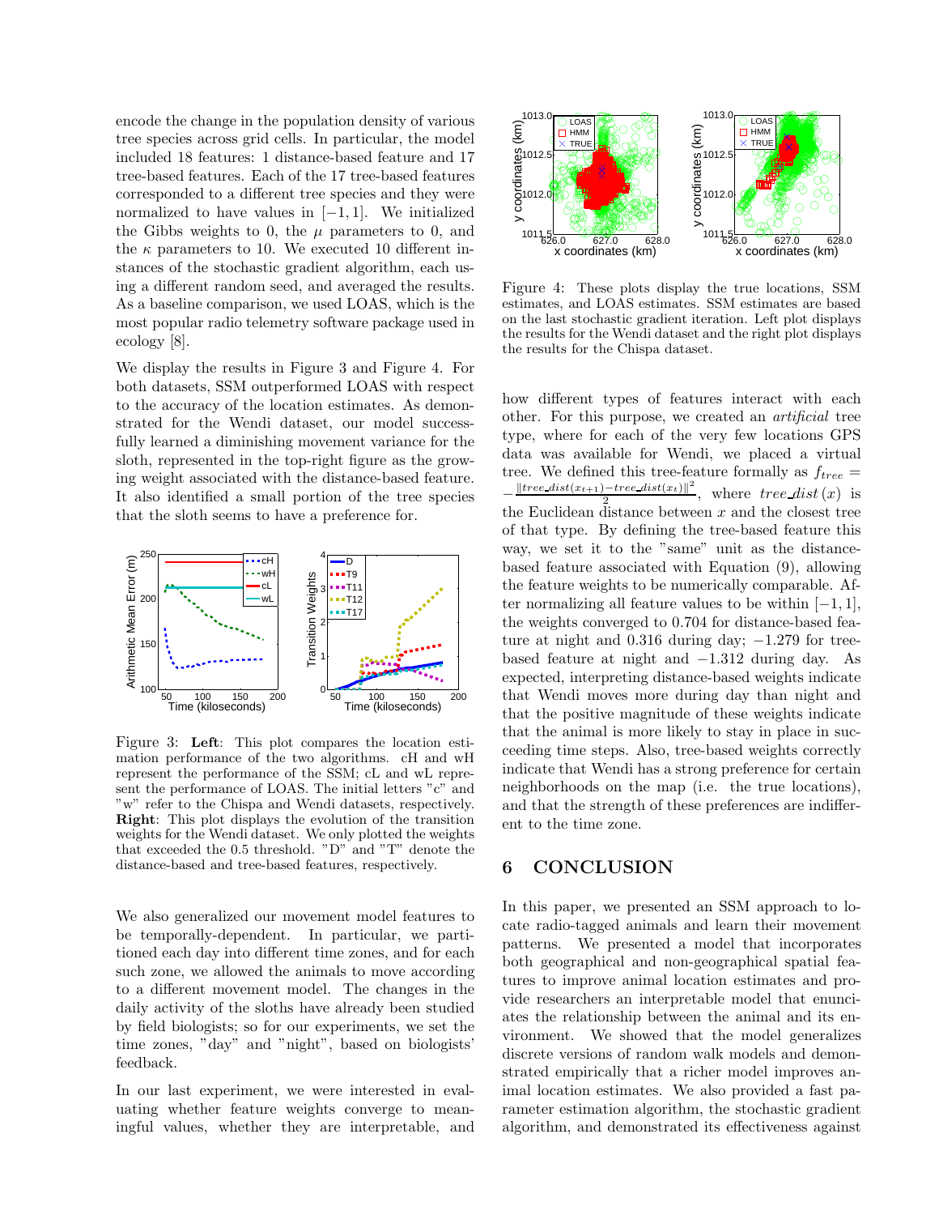encode the change in the population density of various tree species across grid cells. In particular, the model included 18 features: 1 distance-based feature and 17 tree-based features. Each of the 17 tree-based features corresponded to a different tree species and they were normalized to have values in $[-1, 1]$. We initialized the Gibbs weights to 0, the $\mu$ parameters to 0, and the $\kappa$ parameters to 10. We executed 10 different instances of the stochastic gradient algorithm, each using a different random seed, and averaged the results. As a baseline comparison, we used LOAS, which is the most popular radio telemetry software package used in ecology [8].

We display the results in Figure 3 and Figure 4. For both datasets, SSM outperformed LOAS with respect to the accuracy of the location estimates. As demonstrated for the Wendi dataset, our model successfully learned a diminishing movement variance for the sloth, represented in the top-right figure as the growing weight associated with the distance-based feature. It also identified a small portion of the tree species that the sloth seems to have a preference for.

Arithmetic Mean Error (m)
250
200
150
100
cH
wH
cL
wL
50 100 150 200
Time (kiloseconds)

Transition Weights
4
3
2
1
0
D
T9
T11
T12
T17
50 100 150 200
Time (kiloseconds)

Figure 3: **Left**: This plot compares the location estimation performance of the two algorithms. cH and wH represent the performance of the SSM; cL and wL represent the performance of LOAS. The initial letters "c" and "w" refer to the Chispa and Wendi datasets, respectively. **Right**: This plot displays the evolution of the transition weights for the Wendi dataset. We only plotted the weights that exceeded the 0.5 threshold. "D" and "T" denote the distance-based and tree-based features, respectively.

We also generalized our movement model features to be temporally-dependent. In particular, we partitioned each day into different time zones, and for each such zone, we allowed the animals to move according to a different movement model. The changes in the daily activity of the sloths have already been studied by field biologists; so for our experiments, we set the time zones, "day" and "night", based on biologists' feedback.

In our last experiment, we were interested in evaluating whether feature weights converge to meaningful values, whether they are interpretable, and

y coordinates (km)
1013.0
1012.5
1012.0
1011.5
LOAS
HMM
TRUE
626.0 627.0 628.0
x coordinates (km)

y coordinates (km)
1013.0
1012.5
1012.0
1011.5
LOAS
HMM
TRUE
626.0 627.0 628.0
x coordinates (km)

Figure 4: These plots display the true locations, SSM estimates, and LOAS estimates. SSM estimates are based on the last stochastic gradient iteration. Left plot displays the results for the Wendi dataset and the right plot displays the results for the Chispa dataset.

how different types of features interact with each other. For this purpose, we created an *artificial* tree type, where for each of the very few locations GPS data was available for Wendi, we placed a virtual tree. We defined this tree-feature formally as $f_{tree} = -\frac{\|tree\_dist(x_{t+1}) - tree\_dist(x_t)\|^2}{2}$, where $tree\_dist(x)$ is the Euclidean distance between $x$ and the closest tree of that type. By defining the tree-based feature this way, we set it to the "same" unit as the distance-based feature associated with Equation (9), allowing the feature weights to be numerically comparable. After normalizing all feature values to be within $[-1, 1]$, the weights converged to 0.704 for distance-based feature at night and 0.316 during day; $-1.279$ for tree-based feature at night and $-1.312$ during day. As expected, interpreting distance-based weights indicate that Wendi moves more during day than night and that the positive magnitude of these weights indicate that the animal is more likely to stay in place in succeeding time steps. Also, tree-based weights correctly indicate that Wendi has a strong preference for certain neighborhoods on the map (i.e. the true locations), and that the strength of these preferences are indifferent to the time zone.

## 6 CONCLUSION

In this paper, we presented an SSM approach to locate radio-tagged animals and learn their movement patterns. We presented a model that incorporates both geographical and non-geographical spatial features to improve animal location estimates and provide researchers an interpretable model that enunciates the relationship between the animal and its environment. We showed that the model generalizes discrete versions of random walk models and demonstrated empirically that a richer model improves animal location estimates. We also provided a fast parameter estimation algorithm, the stochastic gradient algorithm, and demonstrated its effectiveness against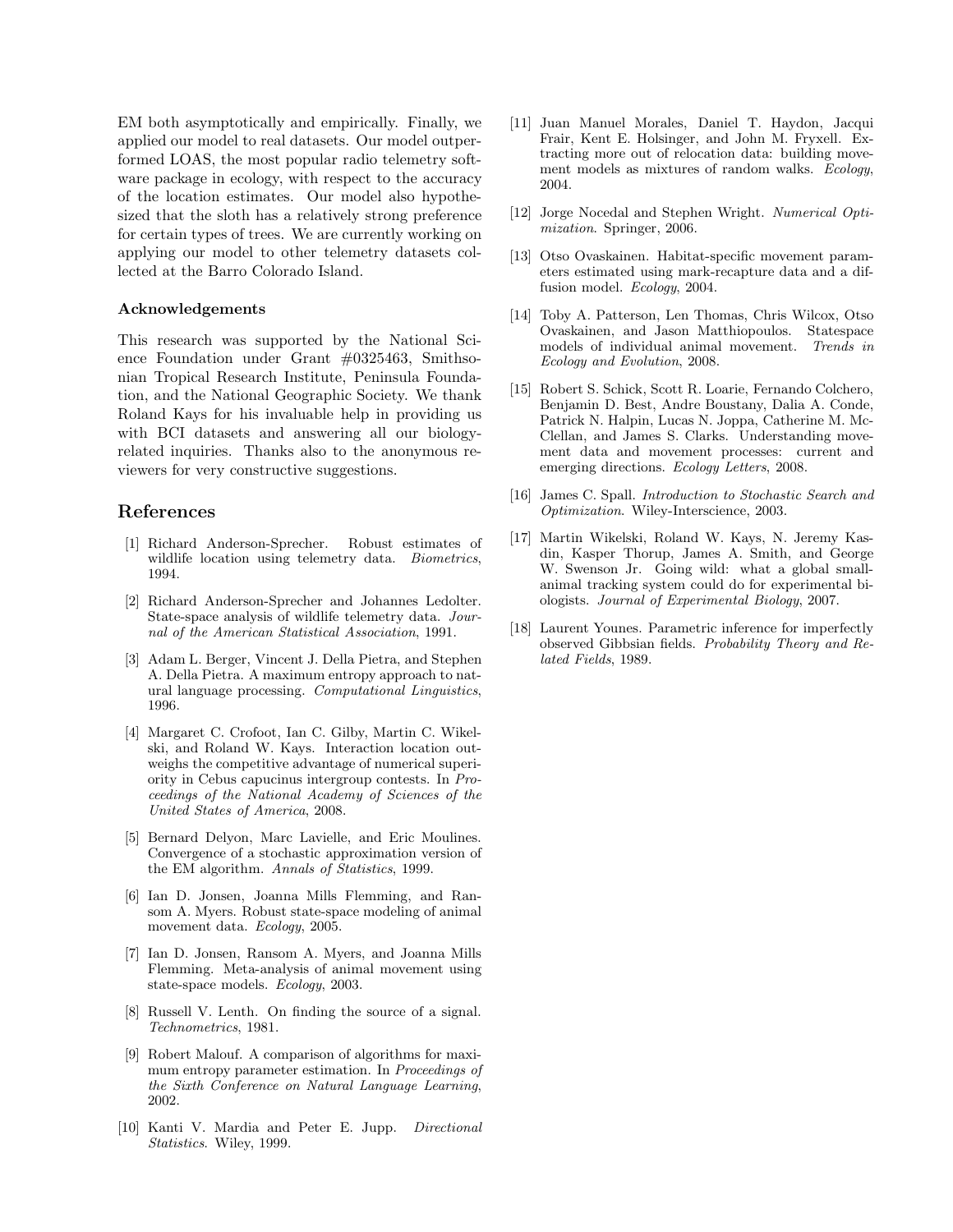EM both asymptotically and empirically. Finally, we applied our model to real datasets. Our model outperformed LOAS, the most popular radio telemetry software package in ecology, with respect to the accuracy of the location estimates. Our model also hypothesized that the sloth has a relatively strong preference for certain types of trees. We are currently working on applying our model to other telemetry datasets collected at the Barro Colorado Island.

### Acknowledgements

This research was supported by the National Science Foundation under Grant #0325463, Smithsonian Tropical Research Institute, Peninsula Foundation, and the National Geographic Society. We thank Roland Kays for his invaluable help in providing us with BCI datasets and answering all our biology-related inquiries. Thanks also to the anonymous reviewers for very constructive suggestions.

## References

[1] Richard Anderson-Sprecher. Robust estimates of wildlife location using telemetry data. *Biometrics*, 1994.

[2] Richard Anderson-Sprecher and Johannes Ledolter. State-space analysis of wildlife telemetry data. *Journal of the American Statistical Association*, 1991.

[3] Adam L. Berger, Vincent J. Della Pietra, and Stephen A. Della Pietra. A maximum entropy approach to natural language processing. *Computational Linguistics*, 1996.

[4] Margaret C. Crofoot, Ian C. Gilby, Martin C. Wikelski, and Roland W. Kays. Interaction location outweighs the competitive advantage of numerical superiority in Cebus capucinus intergroup contests. In *Proceedings of the National Academy of Sciences of the United States of America*, 2008.

[5] Bernard Delyon, Marc Lavielle, and Eric Moulines. Convergence of a stochastic approximation version of the EM algorithm. *Annals of Statistics*, 1999.

[6] Ian D. Jonsen, Joanna Mills Flemming, and Ransom A. Myers. Robust state-space modeling of animal movement data. *Ecology*, 2005.

[7] Ian D. Jonsen, Ransom A. Myers, and Joanna Mills Flemming. Meta-analysis of animal movement using state-space models. *Ecology*, 2003.

[8] Russell V. Lenth. On finding the source of a signal. *Technometrics*, 1981.

[9] Robert Malouf. A comparison of algorithms for maximum entropy parameter estimation. In *Proceedings of the Sixth Conference on Natural Language Learning*, 2002.

[10] Kanti V. Mardia and Peter E. Jupp. *Directional Statistics*. Wiley, 1999.

[11] Juan Manuel Morales, Daniel T. Haydon, Jacqui Frair, Kent E. Holsinger, and John M. Fryxell. Extracting more out of relocation data: building movement models as mixtures of random walks. *Ecology*, 2004.

[12] Jorge Nocedal and Stephen Wright. *Numerical Optimization*. Springer, 2006.

[13] Otso Ovaskainen. Habitat-specific movement parameters estimated using mark-recapture data and a diffusion model. *Ecology*, 2004.

[14] Toby A. Patterson, Len Thomas, Chris Wilcox, Otso Ovaskainen, and Jason Matthiopoulos. Statespace models of individual animal movement. *Trends in Ecology and Evolution*, 2008.

[15] Robert S. Schick, Scott R. Loarie, Fernando Colchero, Benjamin D. Best, Andre Boustany, Dalia A. Conde, Patrick N. Halpin, Lucas N. Joppa, Catherine M. McClellan, and James S. Clarks. Understanding movement data and movement processes: current and emerging directions. *Ecology Letters*, 2008.

[16] James C. Spall. *Introduction to Stochastic Search and Optimization*. Wiley-Interscience, 2003.

[17] Martin Wikelski, Roland W. Kays, N. Jeremy Kasdin, Kasper Thorup, James A. Smith, and George W. Swenson Jr. Going wild: what a global small-animal tracking system could do for experimental biologists. *Journal of Experimental Biology*, 2007.

[18] Laurent Younes. Parametric inference for imperfectly observed Gibbsian fields. *Probability Theory and Related Fields*, 1989.